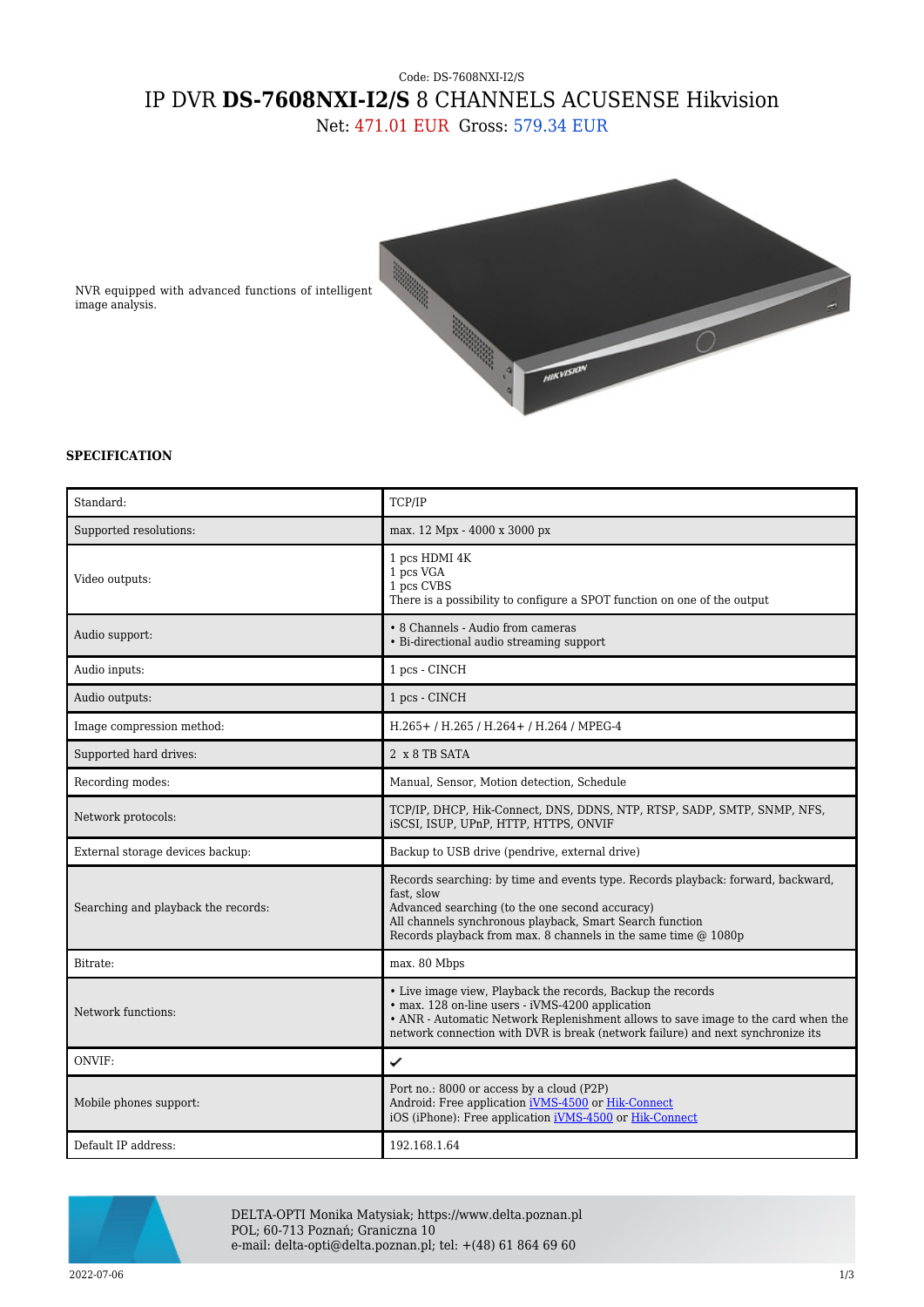Code: DS-7608NXI-I2/S

# IP DVR **DS-7608NXI-I2/S** 8 CHANNELS ACUSENSE Hikvision

Net: 471.01 EUR Gross: 579.34 EUR

NVR equipped with advanced functions of intelligent image analysis.

**SPECIFICATION**

| | |
|---|---|
| Standard: | TCP/IP |
| Supported resolutions: | max. 12 Mpx - 4000 x 3000 px |
| Video outputs: | 1 pcs HDMI 4K<br>1 pcs VGA<br>1 pcs CVBS<br>There is a possibility to configure a SPOT function on one of the output |
| Audio support: | • 8 Channels - Audio from cameras<br>• Bi-directional audio streaming support |
| Audio inputs: | 1 pcs - CINCH |
| Audio outputs: | 1 pcs - CINCH |
| Image compression method: | H.265+ / H.265 / H.264+ / H.264 / MPEG-4 |
| Supported hard drives: | 2 x 8 TB SATA |
| Recording modes: | Manual, Sensor, Motion detection, Schedule |
| Network protocols: | TCP/IP, DHCP, Hik-Connect, DNS, DDNS, NTP, RTSP, SADP, SMTP, SNMP, NFS, iSCSI, ISUP, UPnP, HTTP, HTTPS, ONVIF |
| External storage devices backup: | Backup to USB drive (pendrive, external drive) |
| Searching and playback the records: | Records searching: by time and events type. Records playback: forward, backward, fast, slow<br>Advanced searching (to the one second accuracy)<br>All channels synchronous playback, Smart Search function<br>Records playback from max. 8 channels in the same time @ 1080p |
| Bitrate: | max. 80 Mbps |
| Network functions: | • Live image view, Playback the records, Backup the records<br>• max. 128 on-line users - iVMS-4200 application<br>• ANR - Automatic Network Replenishment allows to save image to the card when the network connection with DVR is break (network failure) and next synchronize its |
| ONVIF: | ✔ |
| Mobile phones support: | Port no.: 8000 or access by a cloud (P2P)<br>Android: Free application iVMS-4500 or Hik-Connect<br>iOS (iPhone): Free application iVMS-4500 or Hik-Connect |
| Default IP address: | 192.168.1.64 |

DELTA-OPTI Monika Matysiak; https://www.delta.poznan.pl
POL; 60-713 Poznań; Graniczna 10
e-mail: delta-opti@delta.poznan.pl; tel: +(48) 61 864 69 60

2022-07-06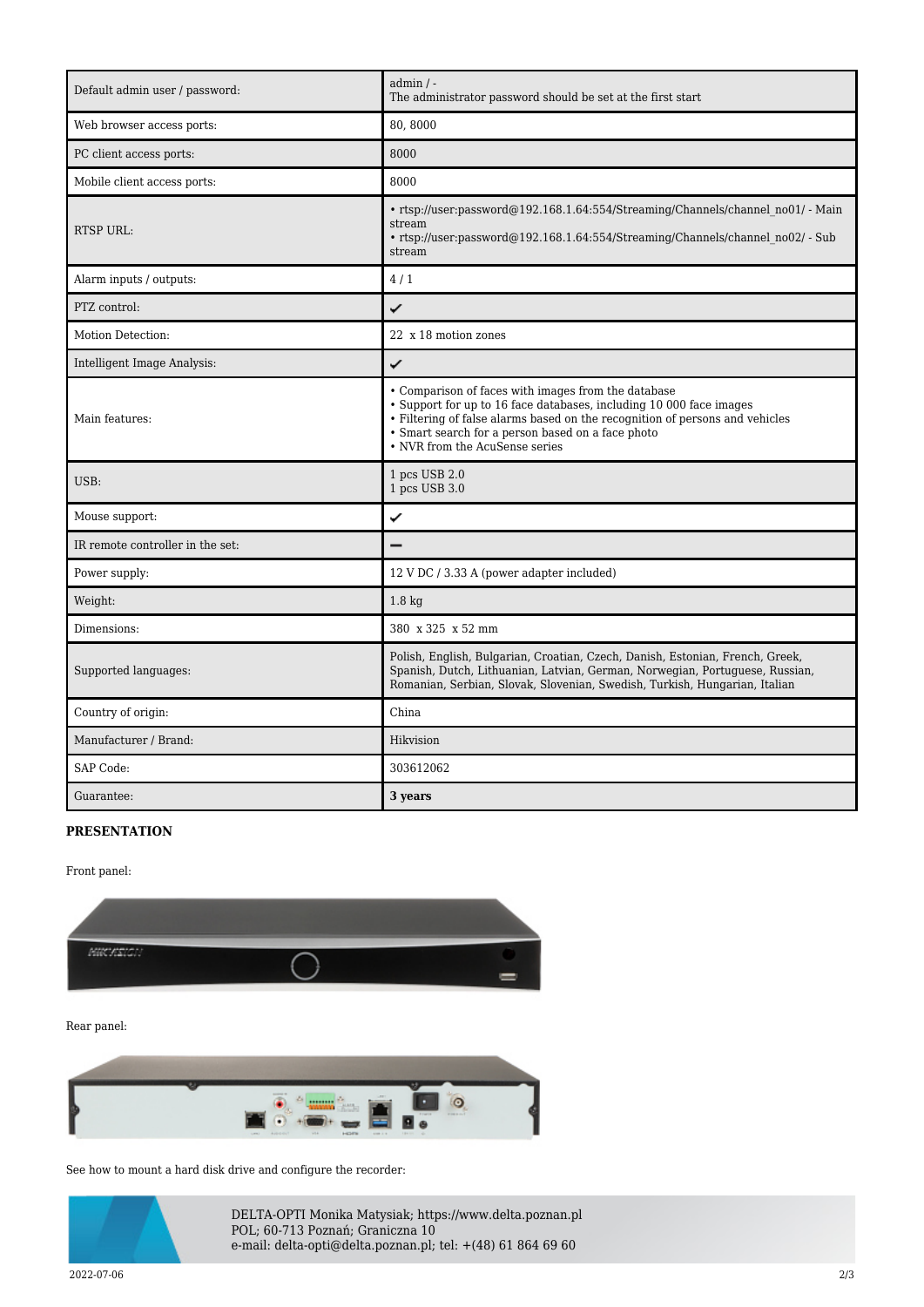| Default admin user / password: | admin / -<br>The administrator password should be set at the first start |
|---|---|
| Web browser access ports: | 80, 8000 |
| PC client access ports: | 8000 |
| Mobile client access ports: | 8000 |
| RTSP URL: | • rtsp://user:password@192.168.1.64:554/Streaming/Channels/channel_no01/ - Main stream<br>• rtsp://user:password@192.168.1.64:554/Streaming/Channels/channel_no02/ - Sub stream |
| Alarm inputs / outputs: | 4 / 1 |
| PTZ control: | ✓ |
| Motion Detection: | 22 x 18 motion zones |
| Intelligent Image Analysis: | ✓ |
| Main features: | • Comparison of faces with images from the database<br>• Support for up to 16 face databases, including 10 000 face images<br>• Filtering of false alarms based on the recognition of persons and vehicles<br>• Smart search for a person based on a face photo<br>• NVR from the AcuSense series |
| USB: | 1 pcs USB 2.0<br>1 pcs USB 3.0 |
| Mouse support: | ✓ |
| IR remote controller in the set: | – |
| Power supply: | 12 V DC / 3.33 A (power adapter included) |
| Weight: | 1.8 kg |
| Dimensions: | 380 x 325 x 52 mm |
| Supported languages: | Polish, English, Bulgarian, Croatian, Czech, Danish, Estonian, French, Greek, Spanish, Dutch, Lithuanian, Latvian, German, Norwegian, Portuguese, Russian, Romanian, Serbian, Slovak, Slovenian, Swedish, Turkish, Hungarian, Italian |
| Country of origin: | China |
| Manufacturer / Brand: | Hikvision |
| SAP Code: | 303612062 |
| Guarantee: | **3 years** |

**PRESENTATION**

Front panel:

Rear panel:

See how to mount a hard disk drive and configure the recorder:

DELTA-OPTI Monika Matysiak; https://www.delta.poznan.pl
POL; 60-713 Poznań; Graniczna 10
e-mail: delta-opti@delta.poznan.pl; tel: +(48) 61 864 69 60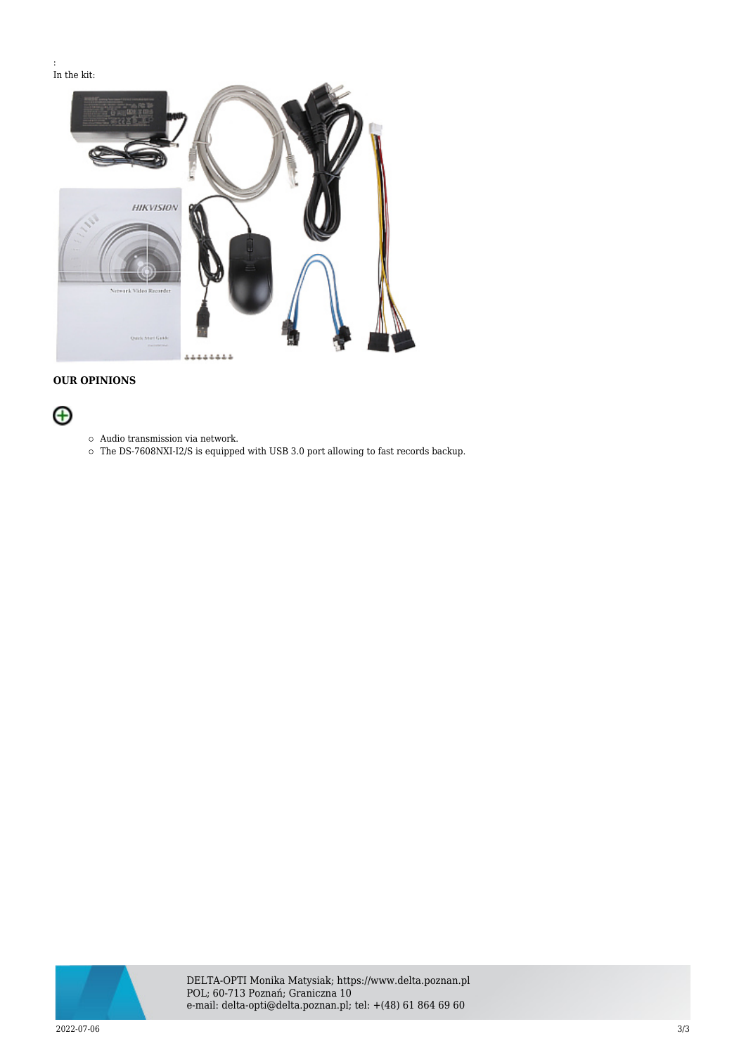:
In the kit:

**OUR OPINIONS**

⊕

- Audio transmission via network.
- The DS-7608NXI-I2/S is equipped with USB 3.0 port allowing to fast records backup.